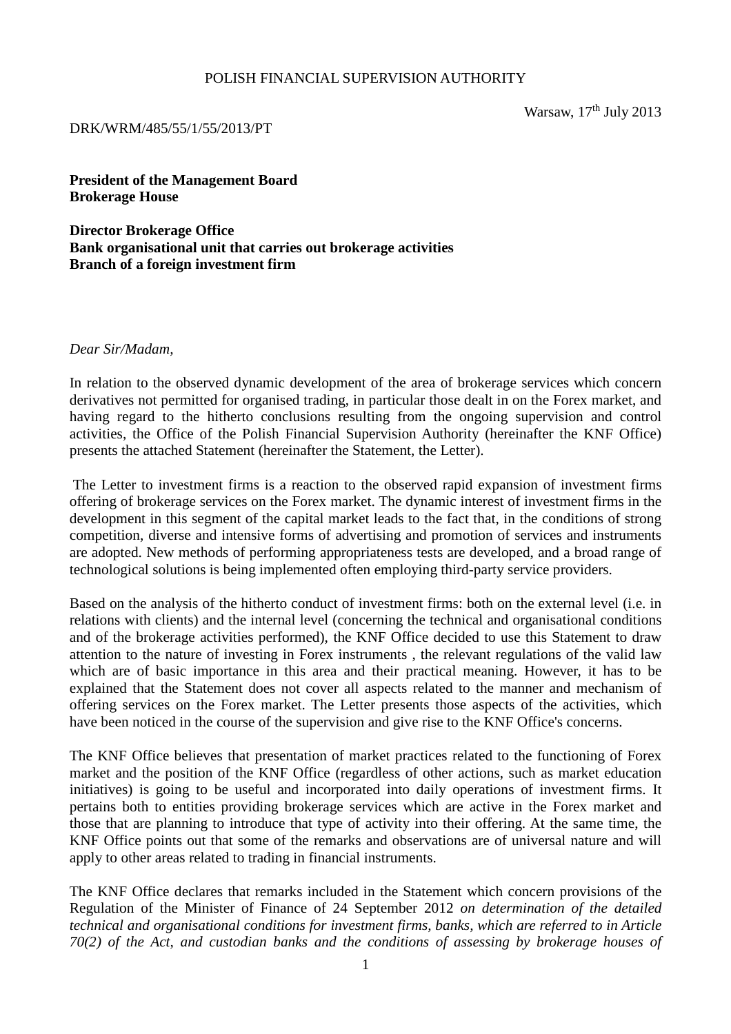POLISH FINANCIAL SUPERVISION AUTHORITY

Warsaw, 17th July 2013

DRK/WRM/485/55/1/55/2013/PT

**President of the Management Board**
**Brokerage House**

**Director Brokerage Office**
**Bank organisational unit that carries out brokerage activities**
**Branch of a foreign investment firm**

*Dear Sir/Madam,*

In relation to the observed dynamic development of the area of brokerage services which concern derivatives not permitted for organised trading, in particular those dealt in on the Forex market, and having regard to the hitherto conclusions resulting from the ongoing supervision and control activities, the Office of the Polish Financial Supervision Authority (hereinafter the KNF Office) presents the attached Statement (hereinafter the Statement, the Letter).

The Letter to investment firms is a reaction to the observed rapid expansion of investment firms offering of brokerage services on the Forex market. The dynamic interest of investment firms in the development in this segment of the capital market leads to the fact that, in the conditions of strong competition, diverse and intensive forms of advertising and promotion of services and instruments are adopted. New methods of performing appropriateness tests are developed, and a broad range of technological solutions is being implemented often employing third-party service providers.

Based on the analysis of the hitherto conduct of investment firms: both on the external level (i.e. in relations with clients) and the internal level (concerning the technical and organisational conditions and of the brokerage activities performed), the KNF Office decided to use this Statement to draw attention to the nature of investing in Forex instruments , the relevant regulations of the valid law which are of basic importance in this area and their practical meaning. However, it has to be explained that the Statement does not cover all aspects related to the manner and mechanism of offering services on the Forex market. The Letter presents those aspects of the activities, which have been noticed in the course of the supervision and give rise to the KNF Office's concerns.

The KNF Office believes that presentation of market practices related to the functioning of Forex market and the position of the KNF Office (regardless of other actions, such as market education initiatives) is going to be useful and incorporated into daily operations of investment firms. It pertains both to entities providing brokerage services which are active in the Forex market and those that are planning to introduce that type of activity into their offering. At the same time, the KNF Office points out that some of the remarks and observations are of universal nature and will apply to other areas related to trading in financial instruments.

The KNF Office declares that remarks included in the Statement which concern provisions of the Regulation of the Minister of Finance of 24 September 2012 *on determination of the detailed technical and organisational conditions for investment firms, banks, which are referred to in Article 70(2) of the Act, and custodian banks and the conditions of assessing by brokerage houses of*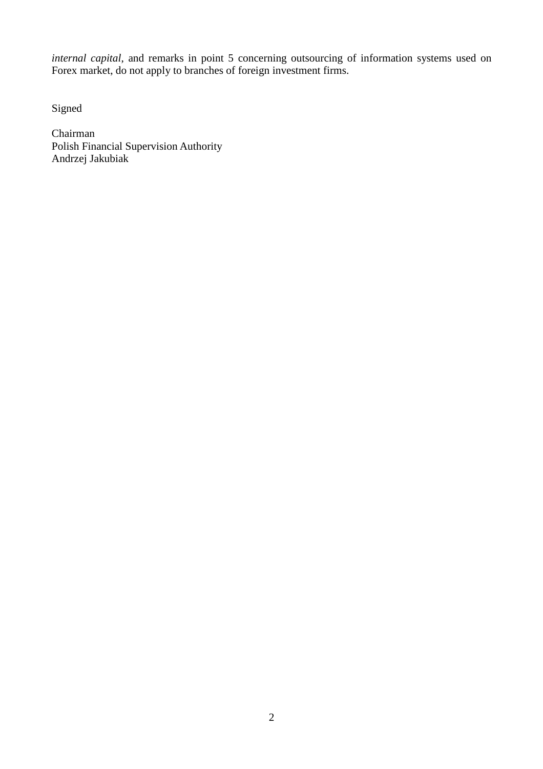*internal capital*, and remarks in point 5 concerning outsourcing of information systems used on Forex market, do not apply to branches of foreign investment firms.

Signed

Chairman
Polish Financial Supervision Authority
Andrzej Jakubiak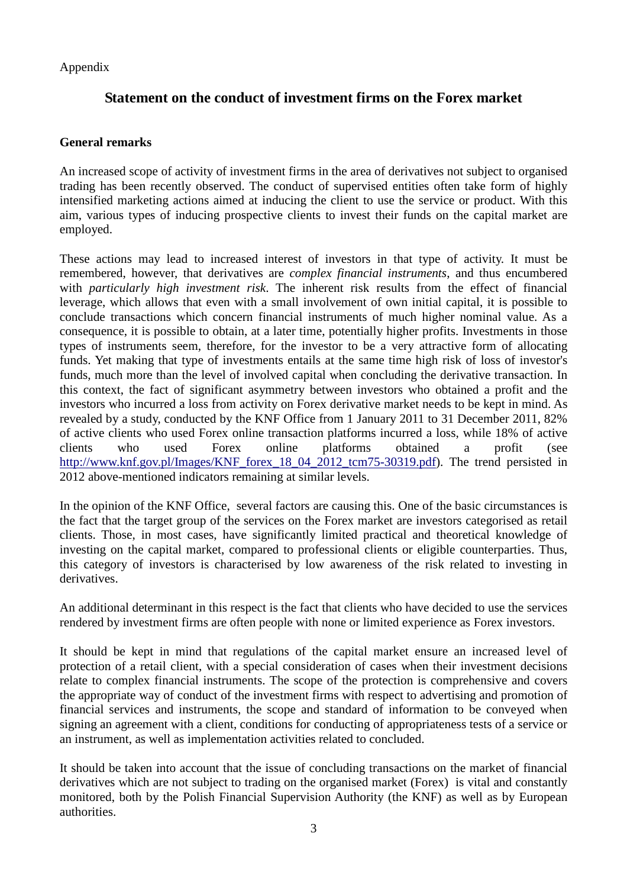Appendix

## Statement on the conduct of investment firms on the Forex market

**General remarks**

An increased scope of activity of investment firms in the area of derivatives not subject to organised trading has been recently observed. The conduct of supervised entities often take form of highly intensified marketing actions aimed at inducing the client to use the service or product. With this aim, various types of inducing prospective clients to invest their funds on the capital market are employed.

These actions may lead to increased interest of investors in that type of activity. It must be remembered, however, that derivatives are *complex financial instruments*, and thus encumbered with *particularly high investment risk*. The inherent risk results from the effect of financial leverage, which allows that even with a small involvement of own initial capital, it is possible to conclude transactions which concern financial instruments of much higher nominal value. As a consequence, it is possible to obtain, at a later time, potentially higher profits. Investments in those types of instruments seem, therefore, for the investor to be a very attractive form of allocating funds. Yet making that type of investments entails at the same time high risk of loss of investor's funds, much more than the level of involved capital when concluding the derivative transaction. In this context, the fact of significant asymmetry between investors who obtained a profit and the investors who incurred a loss from activity on Forex derivative market needs to be kept in mind. As revealed by a study, conducted by the KNF Office from 1 January 2011 to 31 December 2011, 82% of active clients who used Forex online transaction platforms incurred a loss, while 18% of active clients who used Forex online platforms obtained a profit (see http://www.knf.gov.pl/Images/KNF_forex_18_04_2012_tcm75-30319.pdf). The trend persisted in 2012 above-mentioned indicators remaining at similar levels.

In the opinion of the KNF Office, several factors are causing this. One of the basic circumstances is the fact that the target group of the services on the Forex market are investors categorised as retail clients. Those, in most cases, have significantly limited practical and theoretical knowledge of investing on the capital market, compared to professional clients or eligible counterparties. Thus, this category of investors is characterised by low awareness of the risk related to investing in derivatives.

An additional determinant in this respect is the fact that clients who have decided to use the services rendered by investment firms are often people with none or limited experience as Forex investors.

It should be kept in mind that regulations of the capital market ensure an increased level of protection of a retail client, with a special consideration of cases when their investment decisions relate to complex financial instruments. The scope of the protection is comprehensive and covers the appropriate way of conduct of the investment firms with respect to advertising and promotion of financial services and instruments, the scope and standard of information to be conveyed when signing an agreement with a client, conditions for conducting of appropriateness tests of a service or an instrument, as well as implementation activities related to concluded.

It should be taken into account that the issue of concluding transactions on the market of financial derivatives which are not subject to trading on the organised market (Forex) is vital and constantly monitored, both by the Polish Financial Supervision Authority (the KNF) as well as by European authorities.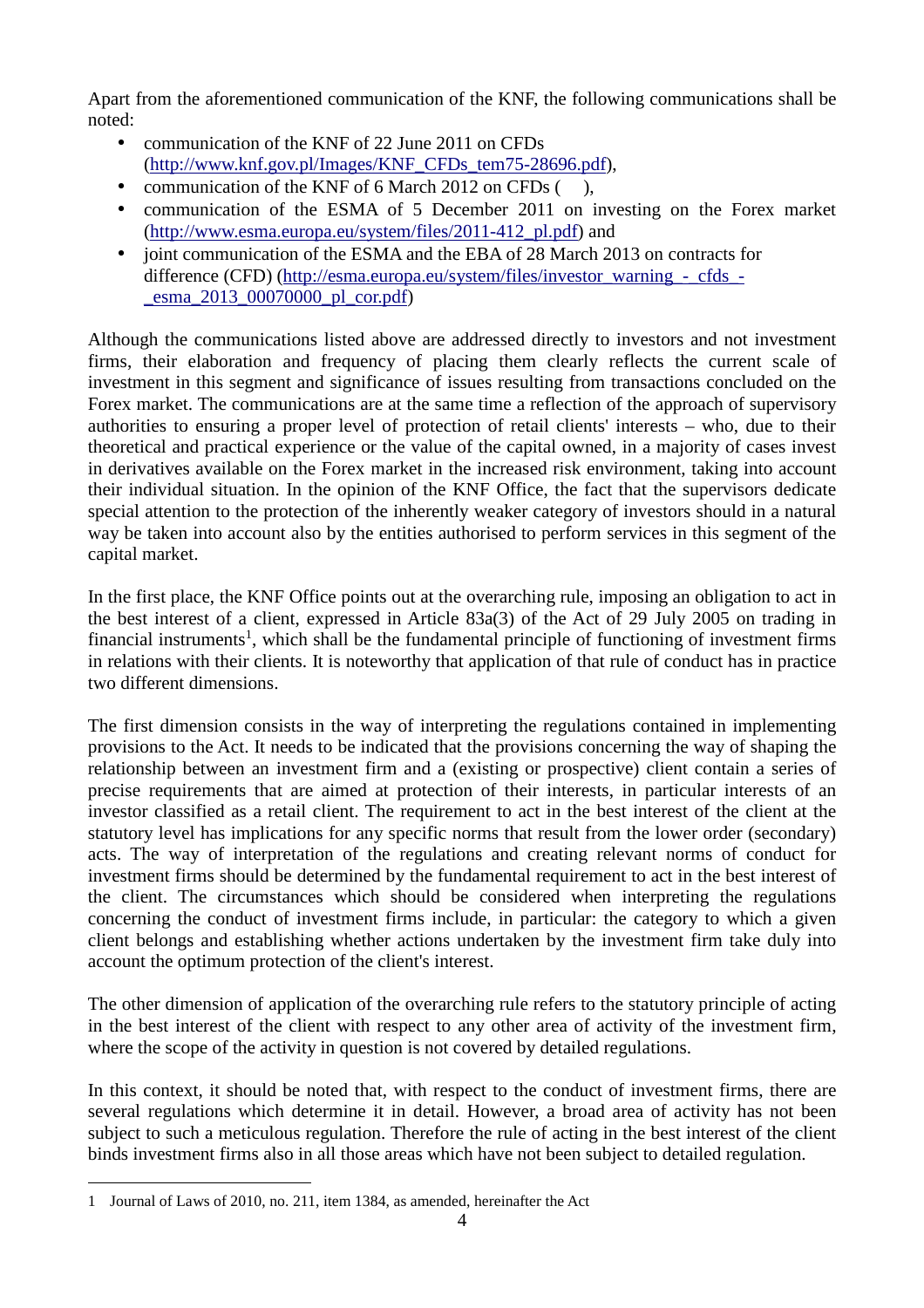Apart from the aforementioned communication of the KNF, the following communications shall be noted:

- communication of the KNF of 22 June 2011 on CFDs (http://www.knf.gov.pl/Images/KNF_CFDs_tem75-28696.pdf),
- communication of the KNF of 6 March 2012 on CFDs ( ),
- communication of the ESMA of 5 December 2011 on investing on the Forex market (http://www.esma.europa.eu/system/files/2011-412_pl.pdf) and
- joint communication of the ESMA and the EBA of 28 March 2013 on contracts for difference (CFD) (http://esma.europa.eu/system/files/investor_warning_-_cfds_-_esma_2013_00070000_pl_cor.pdf)

Although the communications listed above are addressed directly to investors and not investment firms, their elaboration and frequency of placing them clearly reflects the current scale of investment in this segment and significance of issues resulting from transactions concluded on the Forex market. The communications are at the same time a reflection of the approach of supervisory authorities to ensuring a proper level of protection of retail clients' interests – who, due to their theoretical and practical experience or the value of the capital owned, in a majority of cases invest in derivatives available on the Forex market in the increased risk environment, taking into account their individual situation. In the opinion of the KNF Office, the fact that the supervisors dedicate special attention to the protection of the inherently weaker category of investors should in a natural way be taken into account also by the entities authorised to perform services in this segment of the capital market.

In the first place, the KNF Office points out at the overarching rule, imposing an obligation to act in the best interest of a client, expressed in Article 83a(3) of the Act of 29 July 2005 on trading in financial instruments[1], which shall be the fundamental principle of functioning of investment firms in relations with their clients. It is noteworthy that application of that rule of conduct has in practice two different dimensions.

The first dimension consists in the way of interpreting the regulations contained in implementing provisions to the Act. It needs to be indicated that the provisions concerning the way of shaping the relationship between an investment firm and a (existing or prospective) client contain a series of precise requirements that are aimed at protection of their interests, in particular interests of an investor classified as a retail client. The requirement to act in the best interest of the client at the statutory level has implications for any specific norms that result from the lower order (secondary) acts. The way of interpretation of the regulations and creating relevant norms of conduct for investment firms should be determined by the fundamental requirement to act in the best interest of the client. The circumstances which should be considered when interpreting the regulations concerning the conduct of investment firms include, in particular: the category to which a given client belongs and establishing whether actions undertaken by the investment firm take duly into account the optimum protection of the client's interest.

The other dimension of application of the overarching rule refers to the statutory principle of acting in the best interest of the client with respect to any other area of activity of the investment firm, where the scope of the activity in question is not covered by detailed regulations.

In this context, it should be noted that, with respect to the conduct of investment firms, there are several regulations which determine it in detail. However, a broad area of activity has not been subject to such a meticulous regulation. Therefore the rule of acting in the best interest of the client binds investment firms also in all those areas which have not been subject to detailed regulation.

[1] Journal of Laws of 2010, no. 211, item 1384, as amended, hereinafter the Act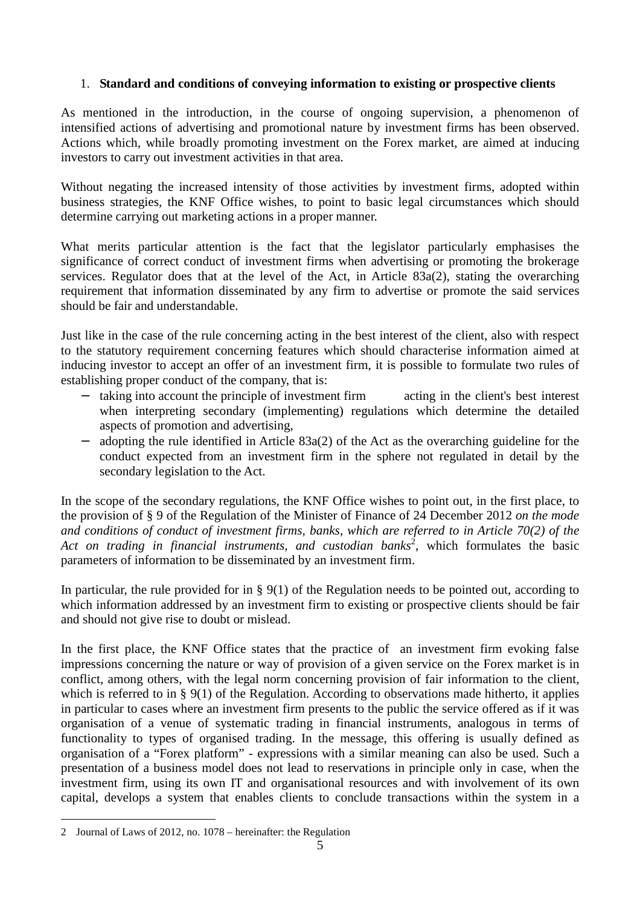1. **Standard and conditions of conveying information to existing or prospective clients**

As mentioned in the introduction, in the course of ongoing supervision, a phenomenon of intensified actions of advertising and promotional nature by investment firms has been observed. Actions which, while broadly promoting investment on the Forex market, are aimed at inducing investors to carry out investment activities in that area.

Without negating the increased intensity of those activities by investment firms, adopted within business strategies, the KNF Office wishes, to point to basic legal circumstances which should determine carrying out marketing actions in a proper manner.

What merits particular attention is the fact that the legislator particularly emphasises the significance of correct conduct of investment firms when advertising or promoting the brokerage services. Regulator does that at the level of the Act, in Article 83a(2), stating the overarching requirement that information disseminated by any firm to advertise or promote the said services should be fair and understandable.

Just like in the case of the rule concerning acting in the best interest of the client, also with respect to the statutory requirement concerning features which should characterise information aimed at inducing investor to accept an offer of an investment firm, it is possible to formulate two rules of establishing proper conduct of the company, that is:

- taking into account the principle of investment firm acting in the client's best interest when interpreting secondary (implementing) regulations which determine the detailed aspects of promotion and advertising,
- adopting the rule identified in Article 83a(2) of the Act as the overarching guideline for the conduct expected from an investment firm in the sphere not regulated in detail by the secondary legislation to the Act.

In the scope of the secondary regulations, the KNF Office wishes to point out, in the first place, to the provision of § 9 of the Regulation of the Minister of Finance of 24 December 2012 *on the mode and conditions of conduct of investment firms, banks, which are referred to in Article 70(2) of the Act on trading in financial instruments, and custodian banks*[2], which formulates the basic parameters of information to be disseminated by an investment firm.

In particular, the rule provided for in § 9(1) of the Regulation needs to be pointed out, according to which information addressed by an investment firm to existing or prospective clients should be fair and should not give rise to doubt or mislead.

In the first place, the KNF Office states that the practice of an investment firm evoking false impressions concerning the nature or way of provision of a given service on the Forex market is in conflict, among others, with the legal norm concerning provision of fair information to the client, which is referred to in § 9(1) of the Regulation. According to observations made hitherto, it applies in particular to cases where an investment firm presents to the public the service offered as if it was organisation of a venue of systematic trading in financial instruments, analogous in terms of functionality to types of organised trading. In the message, this offering is usually defined as organisation of a "Forex platform" - expressions with a similar meaning can also be used. Such a presentation of a business model does not lead to reservations in principle only in case, when the investment firm, using its own IT and organisational resources and with involvement of its own capital, develops a system that enables clients to conclude transactions within the system in a

2 Journal of Laws of 2012, no. 1078 – hereinafter: the Regulation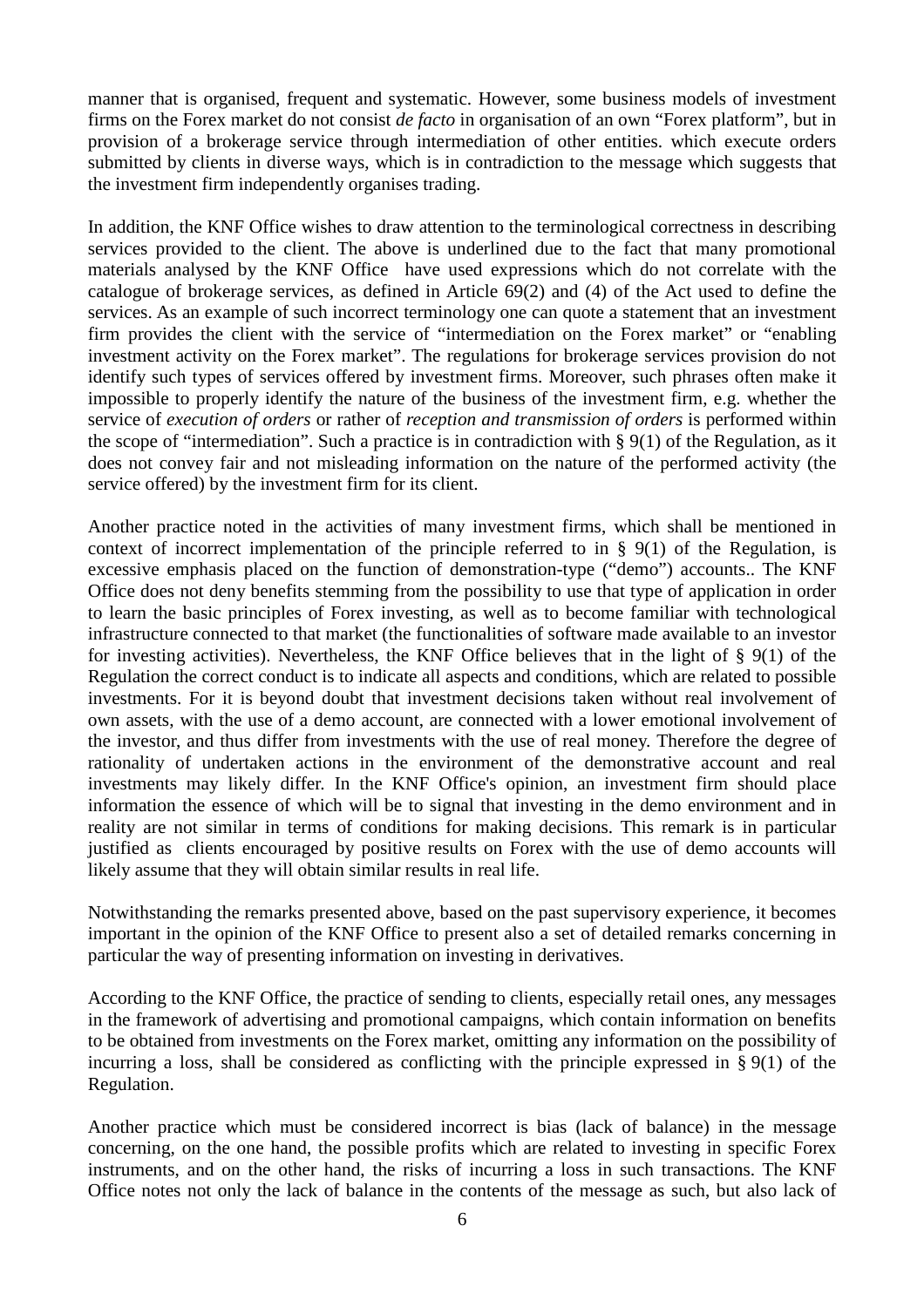manner that is organised, frequent and systematic. However, some business models of investment firms on the Forex market do not consist *de facto* in organisation of an own “Forex platform”, but in provision of a brokerage service through intermediation of other entities. which execute orders submitted by clients in diverse ways, which is in contradiction to the message which suggests that the investment firm independently organises trading.

In addition, the KNF Office wishes to draw attention to the terminological correctness in describing services provided to the client. The above is underlined due to the fact that many promotional materials analysed by the KNF Office have used expressions which do not correlate with the catalogue of brokerage services, as defined in Article 69(2) and (4) of the Act used to define the services. As an example of such incorrect terminology one can quote a statement that an investment firm provides the client with the service of “intermediation on the Forex market” or “enabling investment activity on the Forex market”. The regulations for brokerage services provision do not identify such types of services offered by investment firms. Moreover, such phrases often make it impossible to properly identify the nature of the business of the investment firm, e.g. whether the service of *execution of orders* or rather of *reception and transmission of orders* is performed within the scope of “intermediation”. Such a practice is in contradiction with § 9(1) of the Regulation, as it does not convey fair and not misleading information on the nature of the performed activity (the service offered) by the investment firm for its client.

Another practice noted in the activities of many investment firms, which shall be mentioned in context of incorrect implementation of the principle referred to in § 9(1) of the Regulation, is excessive emphasis placed on the function of demonstration-type (“demo”) accounts.. The KNF Office does not deny benefits stemming from the possibility to use that type of application in order to learn the basic principles of Forex investing, as well as to become familiar with technological infrastructure connected to that market (the functionalities of software made available to an investor for investing activities). Nevertheless, the KNF Office believes that in the light of § 9(1) of the Regulation the correct conduct is to indicate all aspects and conditions, which are related to possible investments. For it is beyond doubt that investment decisions taken without real involvement of own assets, with the use of a demo account, are connected with a lower emotional involvement of the investor, and thus differ from investments with the use of real money. Therefore the degree of rationality of undertaken actions in the environment of the demonstrative account and real investments may likely differ. In the KNF Office's opinion, an investment firm should place information the essence of which will be to signal that investing in the demo environment and in reality are not similar in terms of conditions for making decisions. This remark is in particular justified as clients encouraged by positive results on Forex with the use of demo accounts will likely assume that they will obtain similar results in real life.

Notwithstanding the remarks presented above, based on the past supervisory experience, it becomes important in the opinion of the KNF Office to present also a set of detailed remarks concerning in particular the way of presenting information on investing in derivatives.

According to the KNF Office, the practice of sending to clients, especially retail ones, any messages in the framework of advertising and promotional campaigns, which contain information on benefits to be obtained from investments on the Forex market, omitting any information on the possibility of incurring a loss, shall be considered as conflicting with the principle expressed in § 9(1) of the Regulation.

Another practice which must be considered incorrect is bias (lack of balance) in the message concerning, on the one hand, the possible profits which are related to investing in specific Forex instruments, and on the other hand, the risks of incurring a loss in such transactions. The KNF Office notes not only the lack of balance in the contents of the message as such, but also lack of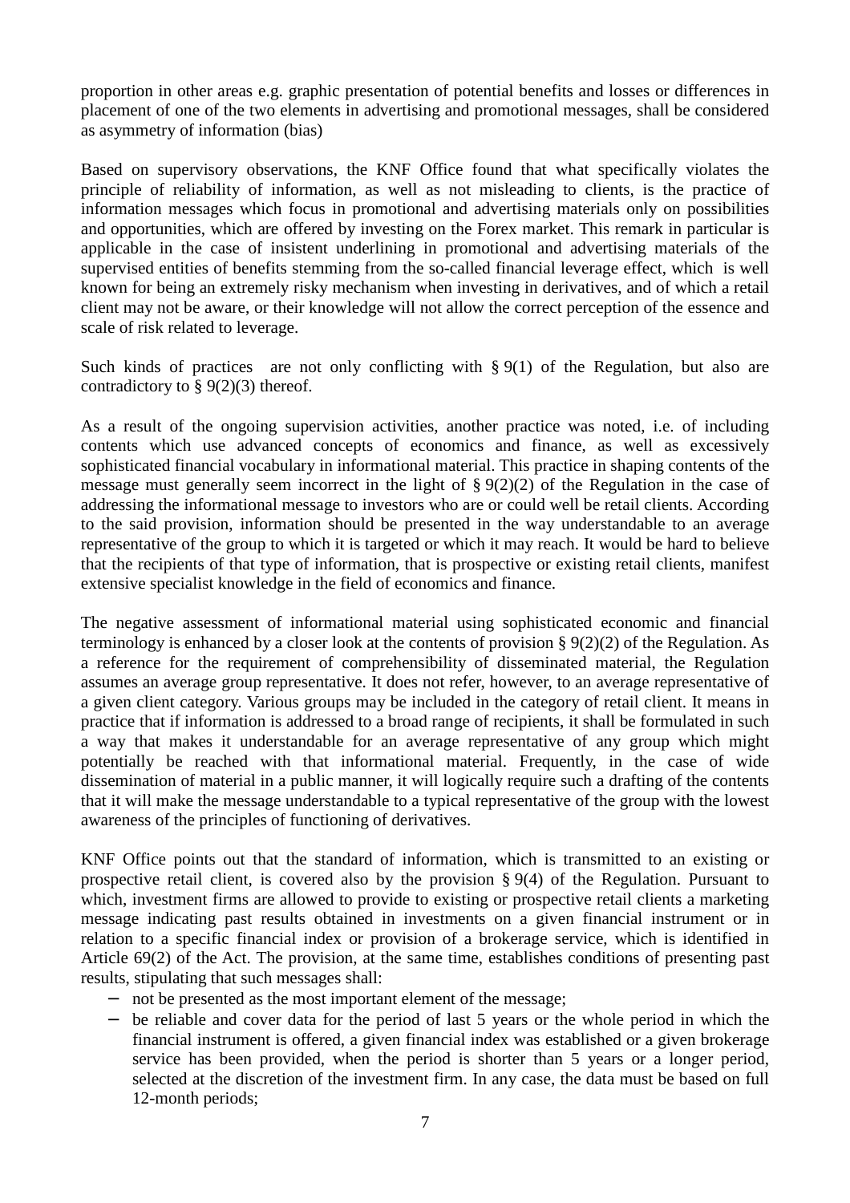proportion in other areas e.g. graphic presentation of potential benefits and losses or differences in placement of one of the two elements in advertising and promotional messages, shall be considered as asymmetry of information (bias)

Based on supervisory observations, the KNF Office found that what specifically violates the principle of reliability of information, as well as not misleading to clients, is the practice of information messages which focus in promotional and advertising materials only on possibilities and opportunities, which are offered by investing on the Forex market. This remark in particular is applicable in the case of insistent underlining in promotional and advertising materials of the supervised entities of benefits stemming from the so-called financial leverage effect, which is well known for being an extremely risky mechanism when investing in derivatives, and of which a retail client may not be aware, or their knowledge will not allow the correct perception of the essence and scale of risk related to leverage.

Such kinds of practices are not only conflicting with § 9(1) of the Regulation, but also are contradictory to § 9(2)(3) thereof.

As a result of the ongoing supervision activities, another practice was noted, i.e. of including contents which use advanced concepts of economics and finance, as well as excessively sophisticated financial vocabulary in informational material. This practice in shaping contents of the message must generally seem incorrect in the light of § 9(2)(2) of the Regulation in the case of addressing the informational message to investors who are or could well be retail clients. According to the said provision, information should be presented in the way understandable to an average representative of the group to which it is targeted or which it may reach. It would be hard to believe that the recipients of that type of information, that is prospective or existing retail clients, manifest extensive specialist knowledge in the field of economics and finance.

The negative assessment of informational material using sophisticated economic and financial terminology is enhanced by a closer look at the contents of provision § 9(2)(2) of the Regulation. As a reference for the requirement of comprehensibility of disseminated material, the Regulation assumes an average group representative. It does not refer, however, to an average representative of a given client category. Various groups may be included in the category of retail client. It means in practice that if information is addressed to a broad range of recipients, it shall be formulated in such a way that makes it understandable for an average representative of any group which might potentially be reached with that informational material. Frequently, in the case of wide dissemination of material in a public manner, it will logically require such a drafting of the contents that it will make the message understandable to a typical representative of the group with the lowest awareness of the principles of functioning of derivatives.

KNF Office points out that the standard of information, which is transmitted to an existing or prospective retail client, is covered also by the provision § 9(4) of the Regulation. Pursuant to which, investment firms are allowed to provide to existing or prospective retail clients a marketing message indicating past results obtained in investments on a given financial instrument or in relation to a specific financial index or provision of a brokerage service, which is identified in Article 69(2) of the Act. The provision, at the same time, establishes conditions of presenting past results, stipulating that such messages shall:

- not be presented as the most important element of the message;
- be reliable and cover data for the period of last 5 years or the whole period in which the financial instrument is offered, a given financial index was established or a given brokerage service has been provided, when the period is shorter than 5 years or a longer period, selected at the discretion of the investment firm. In any case, the data must be based on full 12-month periods;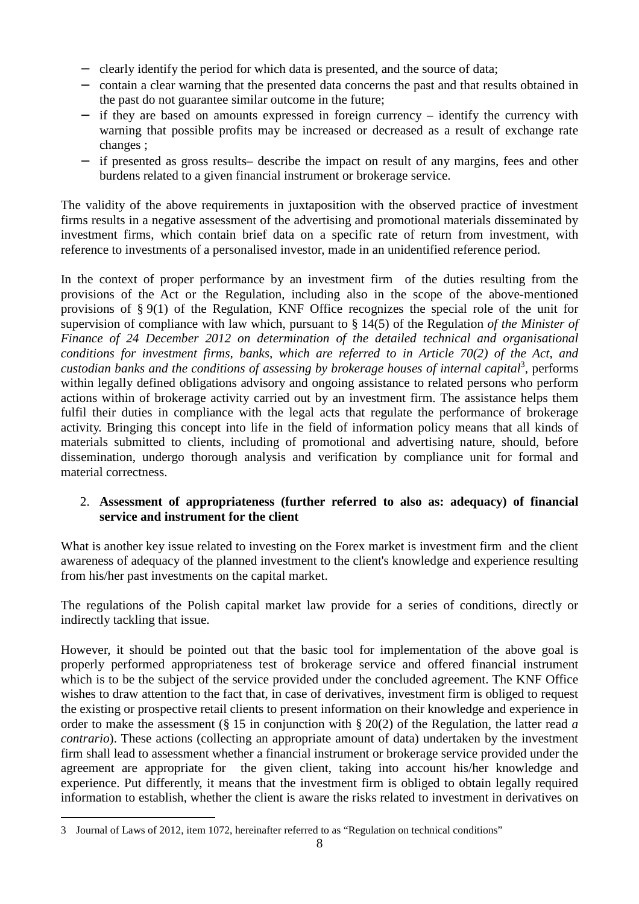- clearly identify the period for which data is presented, and the source of data;
- contain a clear warning that the presented data concerns the past and that results obtained in the past do not guarantee similar outcome in the future;
- if they are based on amounts expressed in foreign currency – identify the currency with warning that possible profits may be increased or decreased as a result of exchange rate changes ;
- if presented as gross results– describe the impact on result of any margins, fees and other burdens related to a given financial instrument or brokerage service.

The validity of the above requirements in juxtaposition with the observed practice of investment firms results in a negative assessment of the advertising and promotional materials disseminated by investment firms, which contain brief data on a specific rate of return from investment, with reference to investments of a personalised investor, made in an unidentified reference period.

In the context of proper performance by an investment firm of the duties resulting from the provisions of the Act or the Regulation, including also in the scope of the above-mentioned provisions of § 9(1) of the Regulation, KNF Office recognizes the special role of the unit for supervision of compliance with law which, pursuant to § 14(5) of the Regulation *of the Minister of Finance of 24 December 2012 on determination of the detailed technical and organisational conditions for investment firms, banks, which are referred to in Article 70(2) of the Act, and custodian banks and the conditions of assessing by brokerage houses of internal capital*[3], performs within legally defined obligations advisory and ongoing assistance to related persons who perform actions within of brokerage activity carried out by an investment firm. The assistance helps them fulfil their duties in compliance with the legal acts that regulate the performance of brokerage activity. Bringing this concept into life in the field of information policy means that all kinds of materials submitted to clients, including of promotional and advertising nature, should, before dissemination, undergo thorough analysis and verification by compliance unit for formal and material correctness.

2. **Assessment of appropriateness (further referred to also as: adequacy) of financial service and instrument for the client**

What is another key issue related to investing on the Forex market is investment firm and the client awareness of adequacy of the planned investment to the client's knowledge and experience resulting from his/her past investments on the capital market.

The regulations of the Polish capital market law provide for a series of conditions, directly or indirectly tackling that issue.

However, it should be pointed out that the basic tool for implementation of the above goal is properly performed appropriateness test of brokerage service and offered financial instrument which is to be the subject of the service provided under the concluded agreement. The KNF Office wishes to draw attention to the fact that, in case of derivatives, investment firm is obliged to request the existing or prospective retail clients to present information on their knowledge and experience in order to make the assessment (§ 15 in conjunction with § 20(2) of the Regulation, the latter read *a contrario*). These actions (collecting an appropriate amount of data) undertaken by the investment firm shall lead to assessment whether a financial instrument or brokerage service provided under the agreement are appropriate for the given client, taking into account his/her knowledge and experience. Put differently, it means that the investment firm is obliged to obtain legally required information to establish, whether the client is aware the risks related to investment in derivatives on

---

3 Journal of Laws of 2012, item 1072, hereinafter referred to as "Regulation on technical conditions"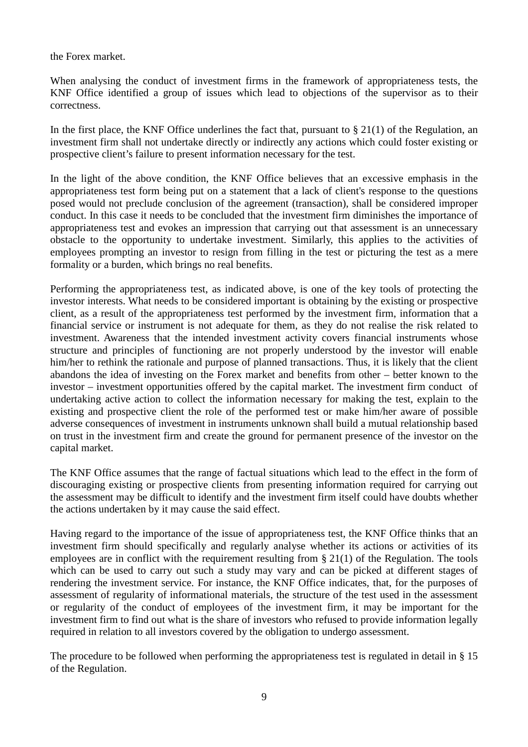the Forex market.

When analysing the conduct of investment firms in the framework of appropriateness tests, the KNF Office identified a group of issues which lead to objections of the supervisor as to their correctness.

In the first place, the KNF Office underlines the fact that, pursuant to § 21(1) of the Regulation, an investment firm shall not undertake directly or indirectly any actions which could foster existing or prospective client's failure to present information necessary for the test.

In the light of the above condition, the KNF Office believes that an excessive emphasis in the appropriateness test form being put on a statement that a lack of client's response to the questions posed would not preclude conclusion of the agreement (transaction), shall be considered improper conduct. In this case it needs to be concluded that the investment firm diminishes the importance of appropriateness test and evokes an impression that carrying out that assessment is an unnecessary obstacle to the opportunity to undertake investment. Similarly, this applies to the activities of employees prompting an investor to resign from filling in the test or picturing the test as a mere formality or a burden, which brings no real benefits.

Performing the appropriateness test, as indicated above, is one of the key tools of protecting the investor interests. What needs to be considered important is obtaining by the existing or prospective client, as a result of the appropriateness test performed by the investment firm, information that a financial service or instrument is not adequate for them, as they do not realise the risk related to investment. Awareness that the intended investment activity covers financial instruments whose structure and principles of functioning are not properly understood by the investor will enable him/her to rethink the rationale and purpose of planned transactions. Thus, it is likely that the client abandons the idea of investing on the Forex market and benefits from other – better known to the investor – investment opportunities offered by the capital market. The investment firm conduct of undertaking active action to collect the information necessary for making the test, explain to the existing and prospective client the role of the performed test or make him/her aware of possible adverse consequences of investment in instruments unknown shall build a mutual relationship based on trust in the investment firm and create the ground for permanent presence of the investor on the capital market.

The KNF Office assumes that the range of factual situations which lead to the effect in the form of discouraging existing or prospective clients from presenting information required for carrying out the assessment may be difficult to identify and the investment firm itself could have doubts whether the actions undertaken by it may cause the said effect.

Having regard to the importance of the issue of appropriateness test, the KNF Office thinks that an investment firm should specifically and regularly analyse whether its actions or activities of its employees are in conflict with the requirement resulting from § 21(1) of the Regulation. The tools which can be used to carry out such a study may vary and can be picked at different stages of rendering the investment service. For instance, the KNF Office indicates, that, for the purposes of assessment of regularity of informational materials, the structure of the test used in the assessment or regularity of the conduct of employees of the investment firm, it may be important for the investment firm to find out what is the share of investors who refused to provide information legally required in relation to all investors covered by the obligation to undergo assessment.

The procedure to be followed when performing the appropriateness test is regulated in detail in § 15 of the Regulation.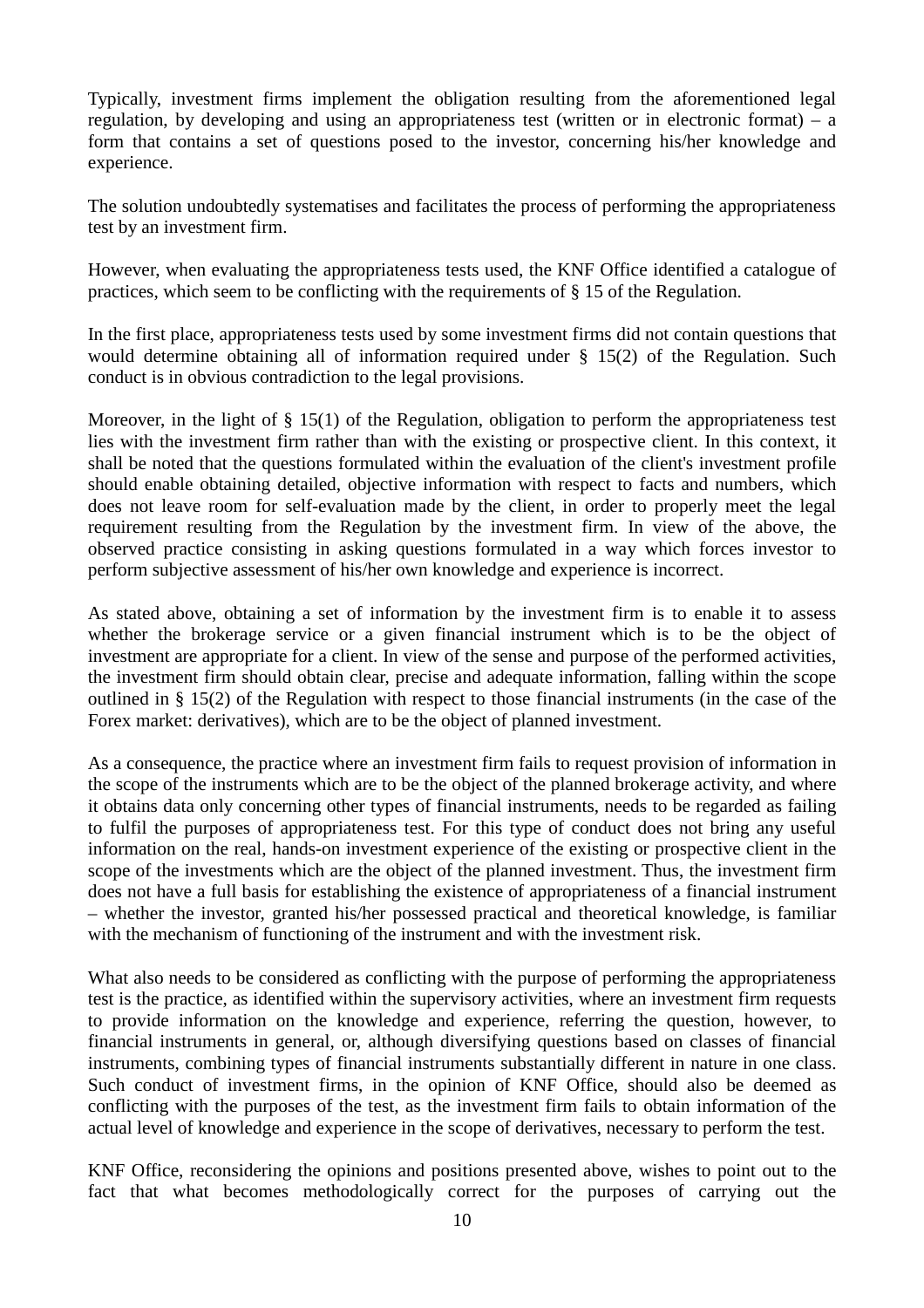Typically, investment firms implement the obligation resulting from the aforementioned legal regulation, by developing and using an appropriateness test (written or in electronic format) – a form that contains a set of questions posed to the investor, concerning his/her knowledge and experience.

The solution undoubtedly systematises and facilitates the process of performing the appropriateness test by an investment firm.

However, when evaluating the appropriateness tests used, the KNF Office identified a catalogue of practices, which seem to be conflicting with the requirements of § 15 of the Regulation.

In the first place, appropriateness tests used by some investment firms did not contain questions that would determine obtaining all of information required under § 15(2) of the Regulation. Such conduct is in obvious contradiction to the legal provisions.

Moreover, in the light of § 15(1) of the Regulation, obligation to perform the appropriateness test lies with the investment firm rather than with the existing or prospective client. In this context, it shall be noted that the questions formulated within the evaluation of the client's investment profile should enable obtaining detailed, objective information with respect to facts and numbers, which does not leave room for self-evaluation made by the client, in order to properly meet the legal requirement resulting from the Regulation by the investment firm. In view of the above, the observed practice consisting in asking questions formulated in a way which forces investor to perform subjective assessment of his/her own knowledge and experience is incorrect.

As stated above, obtaining a set of information by the investment firm is to enable it to assess whether the brokerage service or a given financial instrument which is to be the object of investment are appropriate for a client. In view of the sense and purpose of the performed activities, the investment firm should obtain clear, precise and adequate information, falling within the scope outlined in § 15(2) of the Regulation with respect to those financial instruments (in the case of the Forex market: derivatives), which are to be the object of planned investment.

As a consequence, the practice where an investment firm fails to request provision of information in the scope of the instruments which are to be the object of the planned brokerage activity, and where it obtains data only concerning other types of financial instruments, needs to be regarded as failing to fulfil the purposes of appropriateness test. For this type of conduct does not bring any useful information on the real, hands-on investment experience of the existing or prospective client in the scope of the investments which are the object of the planned investment. Thus, the investment firm does not have a full basis for establishing the existence of appropriateness of a financial instrument – whether the investor, granted his/her possessed practical and theoretical knowledge, is familiar with the mechanism of functioning of the instrument and with the investment risk.

What also needs to be considered as conflicting with the purpose of performing the appropriateness test is the practice, as identified within the supervisory activities, where an investment firm requests to provide information on the knowledge and experience, referring the question, however, to financial instruments in general, or, although diversifying questions based on classes of financial instruments, combining types of financial instruments substantially different in nature in one class. Such conduct of investment firms, in the opinion of KNF Office, should also be deemed as conflicting with the purposes of the test, as the investment firm fails to obtain information of the actual level of knowledge and experience in the scope of derivatives, necessary to perform the test.

KNF Office, reconsidering the opinions and positions presented above, wishes to point out to the fact that what becomes methodologically correct for the purposes of carrying out the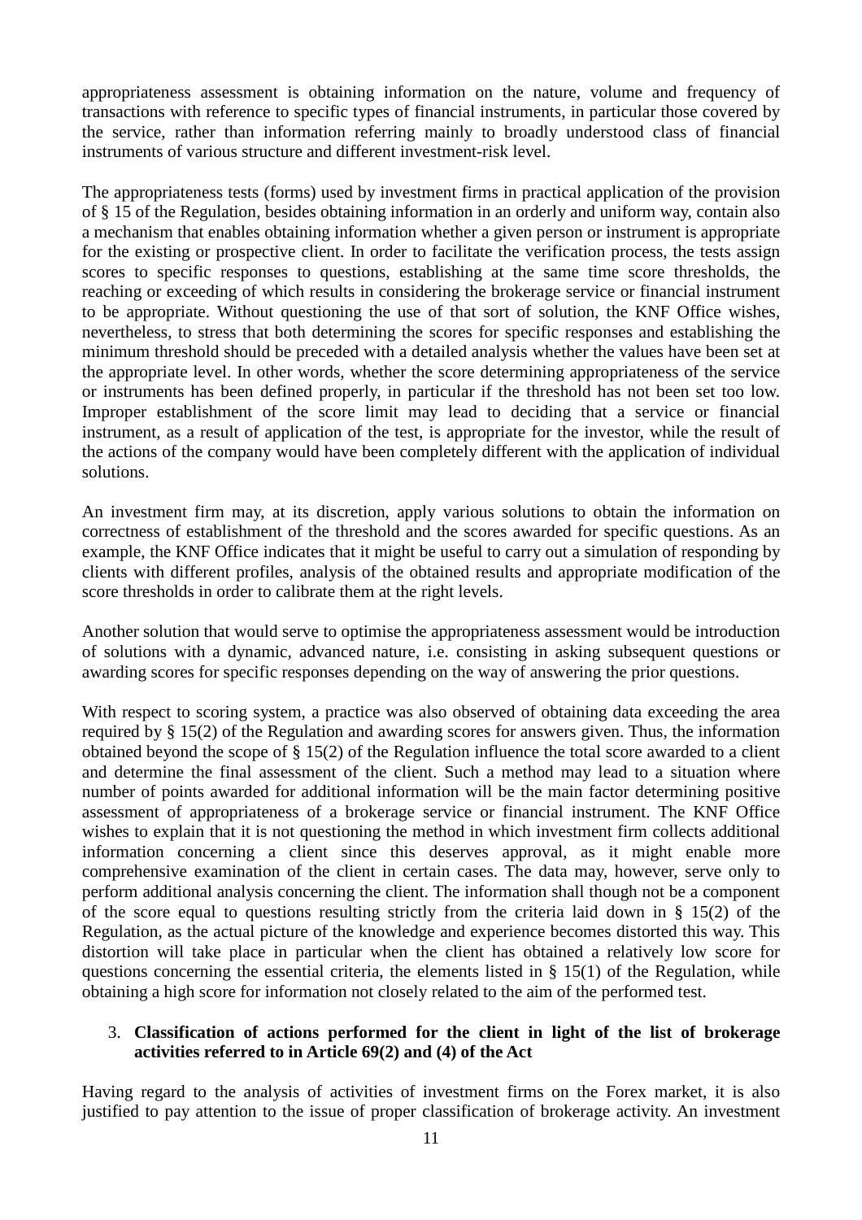appropriateness assessment is obtaining information on the nature, volume and frequency of transactions with reference to specific types of financial instruments, in particular those covered by the service, rather than information referring mainly to broadly understood class of financial instruments of various structure and different investment-risk level.

The appropriateness tests (forms) used by investment firms in practical application of the provision of § 15 of the Regulation, besides obtaining information in an orderly and uniform way, contain also a mechanism that enables obtaining information whether a given person or instrument is appropriate for the existing or prospective client. In order to facilitate the verification process, the tests assign scores to specific responses to questions, establishing at the same time score thresholds, the reaching or exceeding of which results in considering the brokerage service or financial instrument to be appropriate. Without questioning the use of that sort of solution, the KNF Office wishes, nevertheless, to stress that both determining the scores for specific responses and establishing the minimum threshold should be preceded with a detailed analysis whether the values have been set at the appropriate level. In other words, whether the score determining appropriateness of the service or instruments has been defined properly, in particular if the threshold has not been set too low. Improper establishment of the score limit may lead to deciding that a service or financial instrument, as a result of application of the test, is appropriate for the investor, while the result of the actions of the company would have been completely different with the application of individual solutions.

An investment firm may, at its discretion, apply various solutions to obtain the information on correctness of establishment of the threshold and the scores awarded for specific questions. As an example, the KNF Office indicates that it might be useful to carry out a simulation of responding by clients with different profiles, analysis of the obtained results and appropriate modification of the score thresholds in order to calibrate them at the right levels.

Another solution that would serve to optimise the appropriateness assessment would be introduction of solutions with a dynamic, advanced nature, i.e. consisting in asking subsequent questions or awarding scores for specific responses depending on the way of answering the prior questions.

With respect to scoring system, a practice was also observed of obtaining data exceeding the area required by § 15(2) of the Regulation and awarding scores for answers given. Thus, the information obtained beyond the scope of § 15(2) of the Regulation influence the total score awarded to a client and determine the final assessment of the client. Such a method may lead to a situation where number of points awarded for additional information will be the main factor determining positive assessment of appropriateness of a brokerage service or financial instrument. The KNF Office wishes to explain that it is not questioning the method in which investment firm collects additional information concerning a client since this deserves approval, as it might enable more comprehensive examination of the client in certain cases. The data may, however, serve only to perform additional analysis concerning the client. The information shall though not be a component of the score equal to questions resulting strictly from the criteria laid down in § 15(2) of the Regulation, as the actual picture of the knowledge and experience becomes distorted this way. This distortion will take place in particular when the client has obtained a relatively low score for questions concerning the essential criteria, the elements listed in § 15(1) of the Regulation, while obtaining a high score for information not closely related to the aim of the performed test.

### 3. Classification of actions performed for the client in light of the list of brokerage activities referred to in Article 69(2) and (4) of the Act

Having regard to the analysis of activities of investment firms on the Forex market, it is also justified to pay attention to the issue of proper classification of brokerage activity. An investment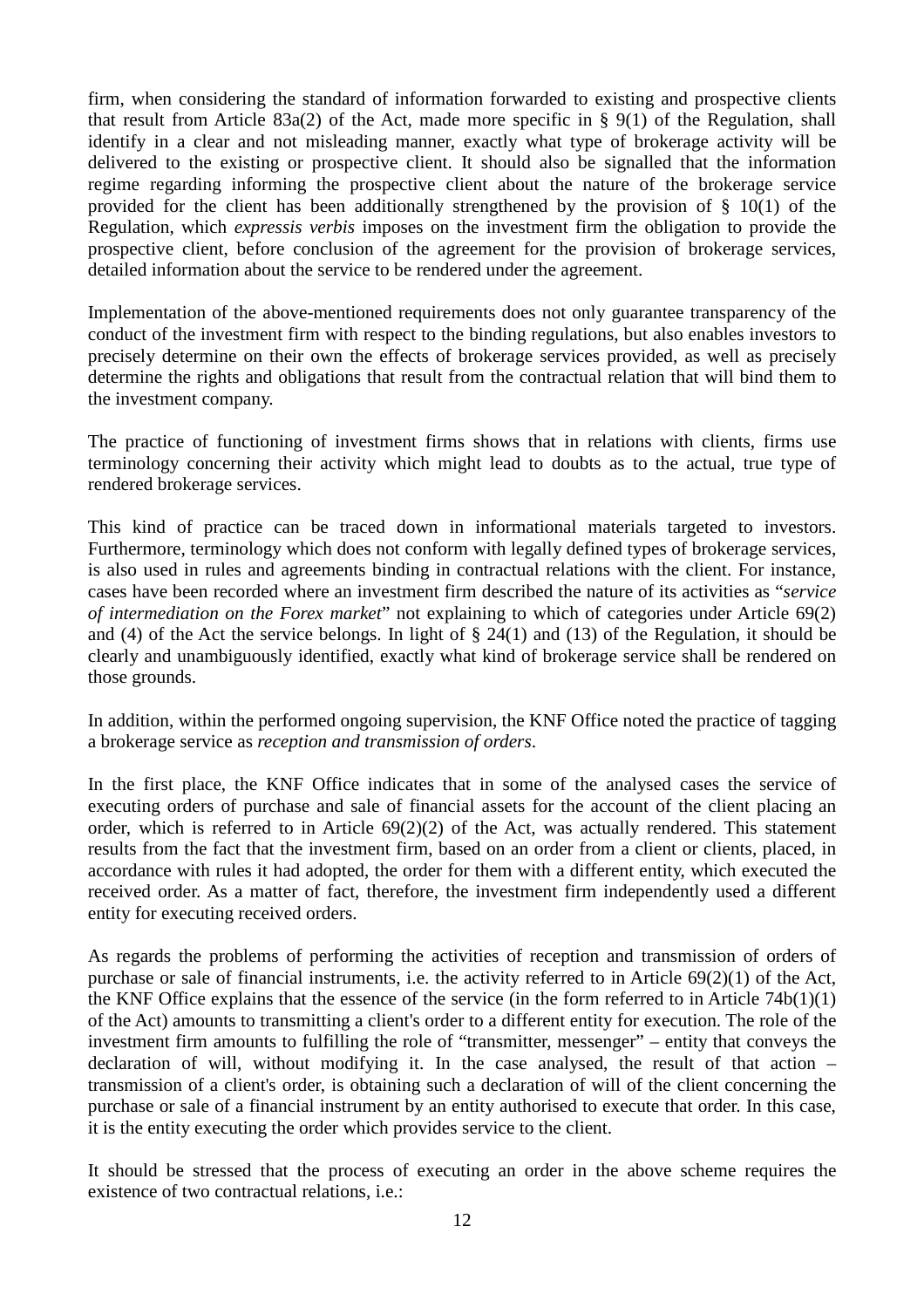firm, when considering the standard of information forwarded to existing and prospective clients that result from Article 83a(2) of the Act, made more specific in § 9(1) of the Regulation, shall identify in a clear and not misleading manner, exactly what type of brokerage activity will be delivered to the existing or prospective client. It should also be signalled that the information regime regarding informing the prospective client about the nature of the brokerage service provided for the client has been additionally strengthened by the provision of § 10(1) of the Regulation, which *expressis verbis* imposes on the investment firm the obligation to provide the prospective client, before conclusion of the agreement for the provision of brokerage services, detailed information about the service to be rendered under the agreement.

Implementation of the above-mentioned requirements does not only guarantee transparency of the conduct of the investment firm with respect to the binding regulations, but also enables investors to precisely determine on their own the effects of brokerage services provided, as well as precisely determine the rights and obligations that result from the contractual relation that will bind them to the investment company.

The practice of functioning of investment firms shows that in relations with clients, firms use terminology concerning their activity which might lead to doubts as to the actual, true type of rendered brokerage services.

This kind of practice can be traced down in informational materials targeted to investors. Furthermore, terminology which does not conform with legally defined types of brokerage services, is also used in rules and agreements binding in contractual relations with the client. For instance, cases have been recorded where an investment firm described the nature of its activities as "*service of intermediation on the Forex market*" not explaining to which of categories under Article 69(2) and (4) of the Act the service belongs. In light of § 24(1) and (13) of the Regulation, it should be clearly and unambiguously identified, exactly what kind of brokerage service shall be rendered on those grounds.

In addition, within the performed ongoing supervision, the KNF Office noted the practice of tagging a brokerage service as *reception and transmission of orders*.

In the first place, the KNF Office indicates that in some of the analysed cases the service of executing orders of purchase and sale of financial assets for the account of the client placing an order, which is referred to in Article 69(2)(2) of the Act, was actually rendered. This statement results from the fact that the investment firm, based on an order from a client or clients, placed, in accordance with rules it had adopted, the order for them with a different entity, which executed the received order. As a matter of fact, therefore, the investment firm independently used a different entity for executing received orders.

As regards the problems of performing the activities of reception and transmission of orders of purchase or sale of financial instruments, i.e. the activity referred to in Article 69(2)(1) of the Act, the KNF Office explains that the essence of the service (in the form referred to in Article 74b(1)(1) of the Act) amounts to transmitting a client's order to a different entity for execution. The role of the investment firm amounts to fulfilling the role of "transmitter, messenger" – entity that conveys the declaration of will, without modifying it. In the case analysed, the result of that action – transmission of a client's order, is obtaining such a declaration of will of the client concerning the purchase or sale of a financial instrument by an entity authorised to execute that order. In this case, it is the entity executing the order which provides service to the client.

It should be stressed that the process of executing an order in the above scheme requires the existence of two contractual relations, i.e.: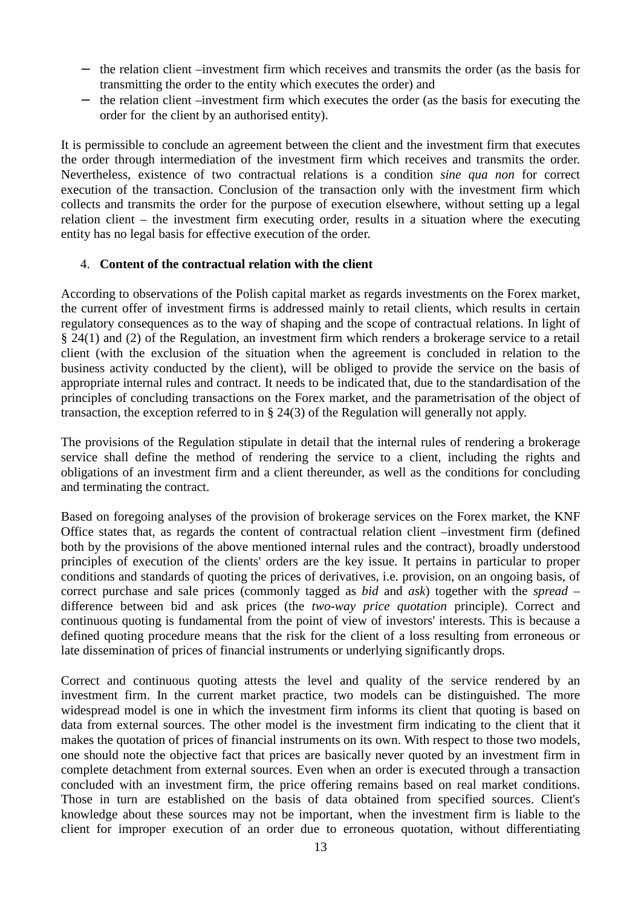- the relation client –investment firm which receives and transmits the order (as the basis for transmitting the order to the entity which executes the order) and
- the relation client –investment firm which executes the order (as the basis for executing the order for the client by an authorised entity).

It is permissible to conclude an agreement between the client and the investment firm that executes the order through intermediation of the investment firm which receives and transmits the order. Nevertheless, existence of two contractual relations is a condition *sine qua non* for correct execution of the transaction. Conclusion of the transaction only with the investment firm which collects and transmits the order for the purpose of execution elsewhere, without setting up a legal relation client – the investment firm executing order, results in a situation where the executing entity has no legal basis for effective execution of the order.

4. **Content of the contractual relation with the client**

According to observations of the Polish capital market as regards investments on the Forex market, the current offer of investment firms is addressed mainly to retail clients, which results in certain regulatory consequences as to the way of shaping and the scope of contractual relations. In light of § 24(1) and (2) of the Regulation, an investment firm which renders a brokerage service to a retail client (with the exclusion of the situation when the agreement is concluded in relation to the business activity conducted by the client), will be obliged to provide the service on the basis of appropriate internal rules and contract. It needs to be indicated that, due to the standardisation of the principles of concluding transactions on the Forex market, and the parametrisation of the object of transaction, the exception referred to in § 24(3) of the Regulation will generally not apply.

The provisions of the Regulation stipulate in detail that the internal rules of rendering a brokerage service shall define the method of rendering the service to a client, including the rights and obligations of an investment firm and a client thereunder, as well as the conditions for concluding and terminating the contract.

Based on foregoing analyses of the provision of brokerage services on the Forex market, the KNF Office states that, as regards the content of contractual relation client –investment firm (defined both by the provisions of the above mentioned internal rules and the contract), broadly understood principles of execution of the clients' orders are the key issue. It pertains in particular to proper conditions and standards of quoting the prices of derivatives, i.e. provision, on an ongoing basis, of correct purchase and sale prices (commonly tagged as *bid* and *ask*) together with the *spread* – difference between bid and ask prices (the *two-way price quotation* principle). Correct and continuous quoting is fundamental from the point of view of investors' interests. This is because a defined quoting procedure means that the risk for the client of a loss resulting from erroneous or late dissemination of prices of financial instruments or underlying significantly drops.

Correct and continuous quoting attests the level and quality of the service rendered by an investment firm. In the current market practice, two models can be distinguished. The more widespread model is one in which the investment firm informs its client that quoting is based on data from external sources. The other model is the investment firm indicating to the client that it makes the quotation of prices of financial instruments on its own. With respect to those two models, one should note the objective fact that prices are basically never quoted by an investment firm in complete detachment from external sources. Even when an order is executed through a transaction concluded with an investment firm, the price offering remains based on real market conditions. Those in turn are established on the basis of data obtained from specified sources. Client's knowledge about these sources may not be important, when the investment firm is liable to the client for improper execution of an order due to erroneous quotation, without differentiating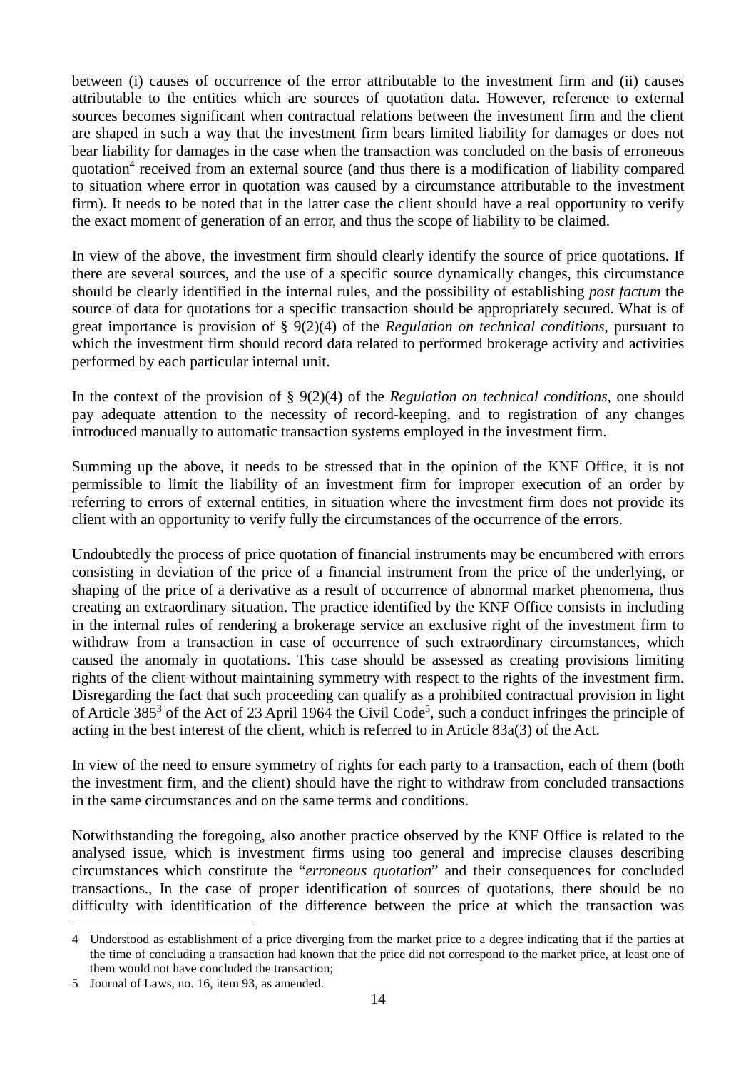between (i) causes of occurrence of the error attributable to the investment firm and (ii) causes attributable to the entities which are sources of quotation data. However, reference to external sources becomes significant when contractual relations between the investment firm and the client are shaped in such a way that the investment firm bears limited liability for damages or does not bear liability for damages in the case when the transaction was concluded on the basis of erroneous quotation[4] received from an external source (and thus there is a modification of liability compared to situation where error in quotation was caused by a circumstance attributable to the investment firm). It needs to be noted that in the latter case the client should have a real opportunity to verify the exact moment of generation of an error, and thus the scope of liability to be claimed.

In view of the above, the investment firm should clearly identify the source of price quotations. If there are several sources, and the use of a specific source dynamically changes, this circumstance should be clearly identified in the internal rules, and the possibility of establishing *post factum* the source of data for quotations for a specific transaction should be appropriately secured. What is of great importance is provision of § 9(2)(4) of the *Regulation on technical conditions*, pursuant to which the investment firm should record data related to performed brokerage activity and activities performed by each particular internal unit.

In the context of the provision of § 9(2)(4) of the *Regulation on technical conditions*, one should pay adequate attention to the necessity of record-keeping, and to registration of any changes introduced manually to automatic transaction systems employed in the investment firm.

Summing up the above, it needs to be stressed that in the opinion of the KNF Office, it is not permissible to limit the liability of an investment firm for improper execution of an order by referring to errors of external entities, in situation where the investment firm does not provide its client with an opportunity to verify fully the circumstances of the occurrence of the errors.

Undoubtedly the process of price quotation of financial instruments may be encumbered with errors consisting in deviation of the price of a financial instrument from the price of the underlying, or shaping of the price of a derivative as a result of occurrence of abnormal market phenomena, thus creating an extraordinary situation. The practice identified by the KNF Office consists in including in the internal rules of rendering a brokerage service an exclusive right of the investment firm to withdraw from a transaction in case of occurrence of such extraordinary circumstances, which caused the anomaly in quotations. This case should be assessed as creating provisions limiting rights of the client without maintaining symmetry with respect to the rights of the investment firm. Disregarding the fact that such proceeding can qualify as a prohibited contractual provision in light of Article 385[3] of the Act of 23 April 1964 the Civil Code[5], such a conduct infringes the principle of acting in the best interest of the client, which is referred to in Article 83a(3) of the Act.

In view of the need to ensure symmetry of rights for each party to a transaction, each of them (both the investment firm, and the client) should have the right to withdraw from concluded transactions in the same circumstances and on the same terms and conditions.

Notwithstanding the foregoing, also another practice observed by the KNF Office is related to the analysed issue, which is investment firms using too general and imprecise clauses describing circumstances which constitute the "*erroneous quotation*" and their consequences for concluded transactions., In the case of proper identification of sources of quotations, there should be no difficulty with identification of the difference between the price at which the transaction was

---

4 Understood as establishment of a price diverging from the market price to a degree indicating that if the parties at the time of concluding a transaction had known that the price did not correspond to the market price, at least one of them would not have concluded the transaction;

5 Journal of Laws, no. 16, item 93, as amended.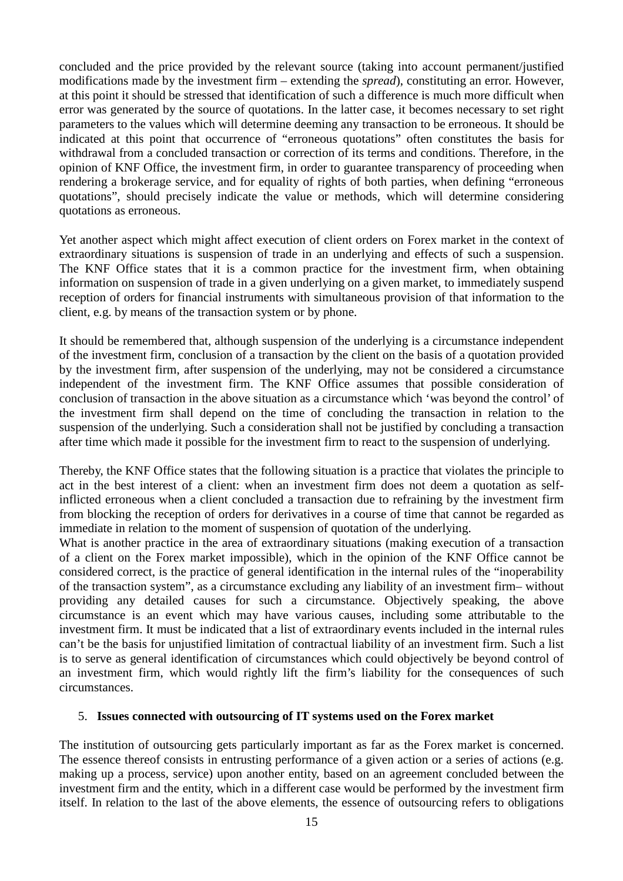concluded and the price provided by the relevant source (taking into account permanent/justified modifications made by the investment firm – extending the *spread*), constituting an error. However, at this point it should be stressed that identification of such a difference is much more difficult when error was generated by the source of quotations. In the latter case, it becomes necessary to set right parameters to the values which will determine deeming any transaction to be erroneous. It should be indicated at this point that occurrence of "erroneous quotations" often constitutes the basis for withdrawal from a concluded transaction or correction of its terms and conditions. Therefore, in the opinion of KNF Office, the investment firm, in order to guarantee transparency of proceeding when rendering a brokerage service, and for equality of rights of both parties, when defining "erroneous quotations", should precisely indicate the value or methods, which will determine considering quotations as erroneous.

Yet another aspect which might affect execution of client orders on Forex market in the context of extraordinary situations is suspension of trade in an underlying and effects of such a suspension. The KNF Office states that it is a common practice for the investment firm, when obtaining information on suspension of trade in a given underlying on a given market, to immediately suspend reception of orders for financial instruments with simultaneous provision of that information to the client, e.g. by means of the transaction system or by phone.

It should be remembered that, although suspension of the underlying is a circumstance independent of the investment firm, conclusion of a transaction by the client on the basis of a quotation provided by the investment firm, after suspension of the underlying, may not be considered a circumstance independent of the investment firm. The KNF Office assumes that possible consideration of conclusion of transaction in the above situation as a circumstance which 'was beyond the control' of the investment firm shall depend on the time of concluding the transaction in relation to the suspension of the underlying. Such a consideration shall not be justified by concluding a transaction after time which made it possible for the investment firm to react to the suspension of underlying.

Thereby, the KNF Office states that the following situation is a practice that violates the principle to act in the best interest of a client: when an investment firm does not deem a quotation as self-inflicted erroneous when a client concluded a transaction due to refraining by the investment firm from blocking the reception of orders for derivatives in a course of time that cannot be regarded as immediate in relation to the moment of suspension of quotation of the underlying.

What is another practice in the area of extraordinary situations (making execution of a transaction of a client on the Forex market impossible), which in the opinion of the KNF Office cannot be considered correct, is the practice of general identification in the internal rules of the "inoperability of the transaction system", as a circumstance excluding any liability of an investment firm– without providing any detailed causes for such a circumstance. Objectively speaking, the above circumstance is an event which may have various causes, including some attributable to the investment firm. It must be indicated that a list of extraordinary events included in the internal rules can't be the basis for unjustified limitation of contractual liability of an investment firm. Such a list is to serve as general identification of circumstances which could objectively be beyond control of an investment firm, which would rightly lift the firm's liability for the consequences of such circumstances.

## 5. **Issues connected with outsourcing of IT systems used on the Forex market**

The institution of outsourcing gets particularly important as far as the Forex market is concerned. The essence thereof consists in entrusting performance of a given action or a series of actions (e.g. making up a process, service) upon another entity, based on an agreement concluded between the investment firm and the entity, which in a different case would be performed by the investment firm itself. In relation to the last of the above elements, the essence of outsourcing refers to obligations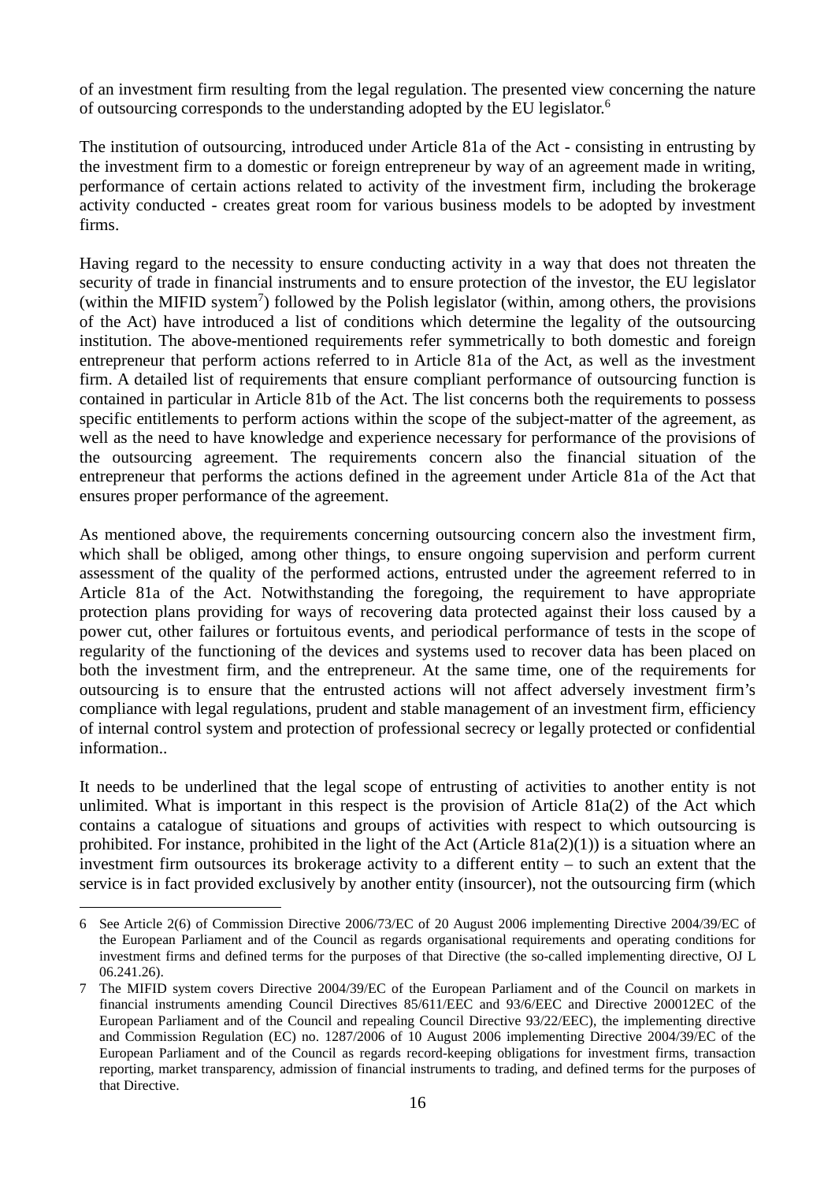of an investment firm resulting from the legal regulation. The presented view concerning the nature of outsourcing corresponds to the understanding adopted by the EU legislator.[6]

The institution of outsourcing, introduced under Article 81a of the Act - consisting in entrusting by the investment firm to a domestic or foreign entrepreneur by way of an agreement made in writing, performance of certain actions related to activity of the investment firm, including the brokerage activity conducted - creates great room for various business models to be adopted by investment firms.

Having regard to the necessity to ensure conducting activity in a way that does not threaten the security of trade in financial instruments and to ensure protection of the investor, the EU legislator (within the MIFID system[7]) followed by the Polish legislator (within, among others, the provisions of the Act) have introduced a list of conditions which determine the legality of the outsourcing institution. The above-mentioned requirements refer symmetrically to both domestic and foreign entrepreneur that perform actions referred to in Article 81a of the Act, as well as the investment firm. A detailed list of requirements that ensure compliant performance of outsourcing function is contained in particular in Article 81b of the Act. The list concerns both the requirements to possess specific entitlements to perform actions within the scope of the subject-matter of the agreement, as well as the need to have knowledge and experience necessary for performance of the provisions of the outsourcing agreement. The requirements concern also the financial situation of the entrepreneur that performs the actions defined in the agreement under Article 81a of the Act that ensures proper performance of the agreement.

As mentioned above, the requirements concerning outsourcing concern also the investment firm, which shall be obliged, among other things, to ensure ongoing supervision and perform current assessment of the quality of the performed actions, entrusted under the agreement referred to in Article 81a of the Act. Notwithstanding the foregoing, the requirement to have appropriate protection plans providing for ways of recovering data protected against their loss caused by a power cut, other failures or fortuitous events, and periodical performance of tests in the scope of regularity of the functioning of the devices and systems used to recover data has been placed on both the investment firm, and the entrepreneur. At the same time, one of the requirements for outsourcing is to ensure that the entrusted actions will not affect adversely investment firm's compliance with legal regulations, prudent and stable management of an investment firm, efficiency of internal control system and protection of professional secrecy or legally protected or confidential information..

It needs to be underlined that the legal scope of entrusting of activities to another entity is not unlimited. What is important in this respect is the provision of Article 81a(2) of the Act which contains a catalogue of situations and groups of activities with respect to which outsourcing is prohibited. For instance, prohibited in the light of the Act (Article 81a(2)(1)) is a situation where an investment firm outsources its brokerage activity to a different entity – to such an extent that the service is in fact provided exclusively by another entity (insourcer), not the outsourcing firm (which

---

6 See Article 2(6) of Commission Directive 2006/73/EC of 20 August 2006 implementing Directive 2004/39/EC of the European Parliament and of the Council as regards organisational requirements and operating conditions for investment firms and defined terms for the purposes of that Directive (the so-called implementing directive, OJ L 06.241.26).

7 The MIFID system covers Directive 2004/39/EC of the European Parliament and of the Council on markets in financial instruments amending Council Directives 85/611/EEC and 93/6/EEC and Directive 200012EC of the European Parliament and of the Council and repealing Council Directive 93/22/EEC), the implementing directive and Commission Regulation (EC) no. 1287/2006 of 10 August 2006 implementing Directive 2004/39/EC of the European Parliament and of the Council as regards record-keeping obligations for investment firms, transaction reporting, market transparency, admission of financial instruments to trading, and defined terms for the purposes of that Directive.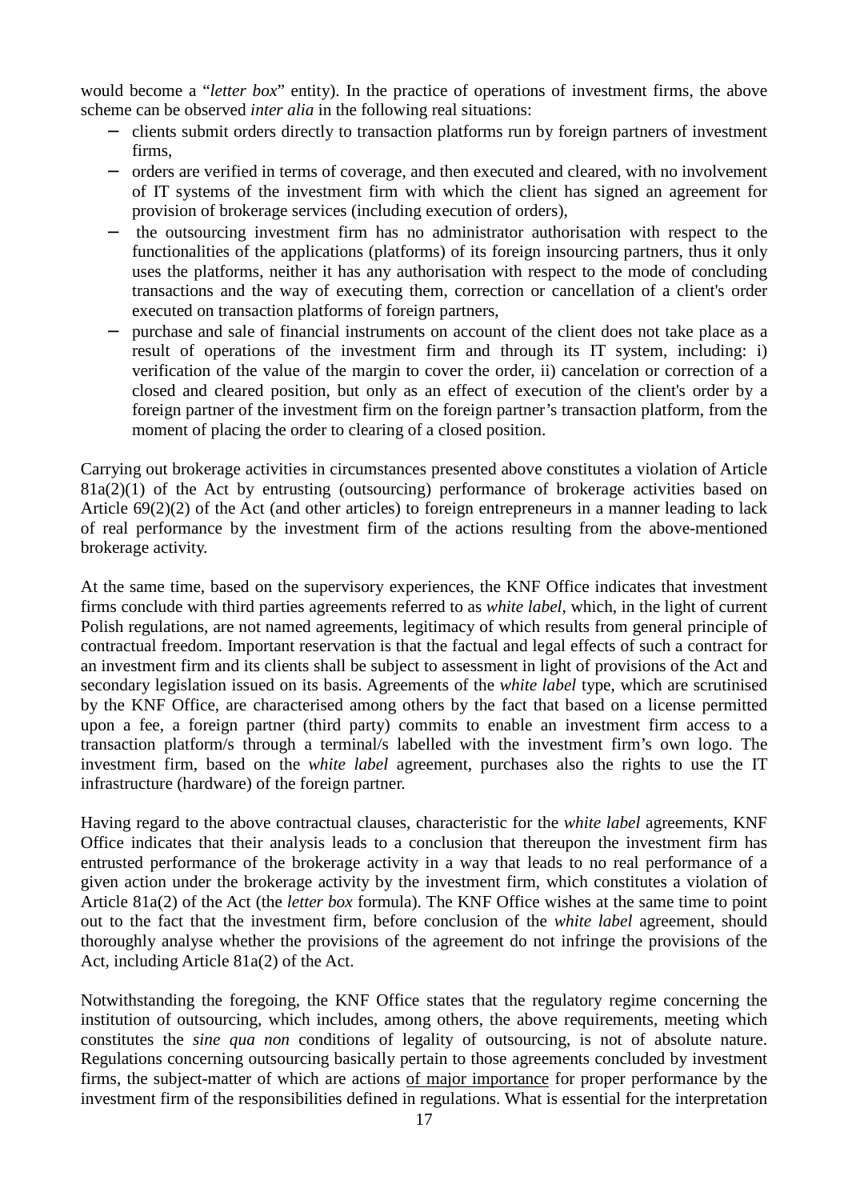would become a "*letter box*" entity). In the practice of operations of investment firms, the above scheme can be observed *inter alia* in the following real situations:

- clients submit orders directly to transaction platforms run by foreign partners of investment firms,
- orders are verified in terms of coverage, and then executed and cleared, with no involvement of IT systems of the investment firm with which the client has signed an agreement for provision of brokerage services (including execution of orders),
- the outsourcing investment firm has no administrator authorisation with respect to the functionalities of the applications (platforms) of its foreign insourcing partners, thus it only uses the platforms, neither it has any authorisation with respect to the mode of concluding transactions and the way of executing them, correction or cancellation of a client's order executed on transaction platforms of foreign partners,
- purchase and sale of financial instruments on account of the client does not take place as a result of operations of the investment firm and through its IT system, including: i) verification of the value of the margin to cover the order, ii) cancelation or correction of a closed and cleared position, but only as an effect of execution of the client's order by a foreign partner of the investment firm on the foreign partner's transaction platform, from the moment of placing the order to clearing of a closed position.

Carrying out brokerage activities in circumstances presented above constitutes a violation of Article 81a(2)(1) of the Act by entrusting (outsourcing) performance of brokerage activities based on Article 69(2)(2) of the Act (and other articles) to foreign entrepreneurs in a manner leading to lack of real performance by the investment firm of the actions resulting from the above-mentioned brokerage activity.

At the same time, based on the supervisory experiences, the KNF Office indicates that investment firms conclude with third parties agreements referred to as *white label*, which, in the light of current Polish regulations, are not named agreements, legitimacy of which results from general principle of contractual freedom. Important reservation is that the factual and legal effects of such a contract for an investment firm and its clients shall be subject to assessment in light of provisions of the Act and secondary legislation issued on its basis. Agreements of the *white label* type, which are scrutinised by the KNF Office, are characterised among others by the fact that based on a license permitted upon a fee, a foreign partner (third party) commits to enable an investment firm access to a transaction platform/s through a terminal/s labelled with the investment firm's own logo. The investment firm, based on the *white label* agreement, purchases also the rights to use the IT infrastructure (hardware) of the foreign partner.

Having regard to the above contractual clauses, characteristic for the *white label* agreements, KNF Office indicates that their analysis leads to a conclusion that thereupon the investment firm has entrusted performance of the brokerage activity in a way that leads to no real performance of a given action under the brokerage activity by the investment firm, which constitutes a violation of Article 81a(2) of the Act (the *letter box* formula). The KNF Office wishes at the same time to point out to the fact that the investment firm, before conclusion of the *white label* agreement, should thoroughly analyse whether the provisions of the agreement do not infringe the provisions of the Act, including Article 81a(2) of the Act.

Notwithstanding the foregoing, the KNF Office states that the regulatory regime concerning the institution of outsourcing, which includes, among others, the above requirements, meeting which constitutes the *sine qua non* conditions of legality of outsourcing, is not of absolute nature. Regulations concerning outsourcing basically pertain to those agreements concluded by investment firms, the subject-matter of which are actions <u>of major importance</u> for proper performance by the investment firm of the responsibilities defined in regulations. What is essential for the interpretation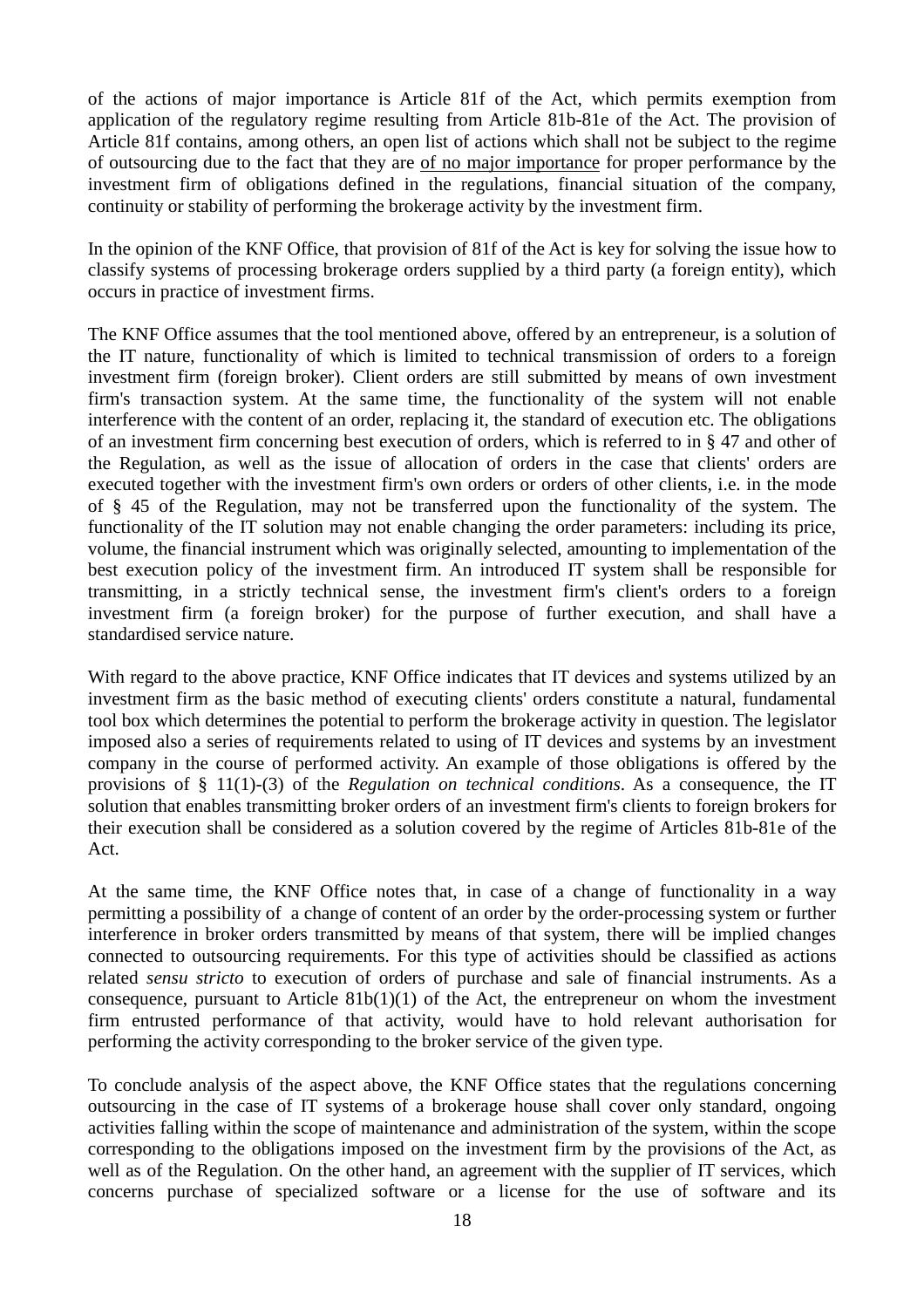of the actions of major importance is Article 81f of the Act, which permits exemption from application of the regulatory regime resulting from Article 81b-81e of the Act. The provision of Article 81f contains, among others, an open list of actions which shall not be subject to the regime of outsourcing due to the fact that they are <u>of no major importance</u> for proper performance by the investment firm of obligations defined in the regulations, financial situation of the company, continuity or stability of performing the brokerage activity by the investment firm.

In the opinion of the KNF Office, that provision of 81f of the Act is key for solving the issue how to classify systems of processing brokerage orders supplied by a third party (a foreign entity), which occurs in practice of investment firms.

The KNF Office assumes that the tool mentioned above, offered by an entrepreneur, is a solution of the IT nature, functionality of which is limited to technical transmission of orders to a foreign investment firm (foreign broker). Client orders are still submitted by means of own investment firm's transaction system. At the same time, the functionality of the system will not enable interference with the content of an order, replacing it, the standard of execution etc. The obligations of an investment firm concerning best execution of orders, which is referred to in § 47 and other of the Regulation, as well as the issue of allocation of orders in the case that clients' orders are executed together with the investment firm's own orders or orders of other clients, i.e. in the mode of § 45 of the Regulation, may not be transferred upon the functionality of the system. The functionality of the IT solution may not enable changing the order parameters: including its price, volume, the financial instrument which was originally selected, amounting to implementation of the best execution policy of the investment firm. An introduced IT system shall be responsible for transmitting, in a strictly technical sense, the investment firm's client's orders to a foreign investment firm (a foreign broker) for the purpose of further execution, and shall have a standardised service nature.

With regard to the above practice, KNF Office indicates that IT devices and systems utilized by an investment firm as the basic method of executing clients' orders constitute a natural, fundamental tool box which determines the potential to perform the brokerage activity in question. The legislator imposed also a series of requirements related to using of IT devices and systems by an investment company in the course of performed activity. An example of those obligations is offered by the provisions of § 11(1)-(3) of the *Regulation on technical conditions*. As a consequence, the IT solution that enables transmitting broker orders of an investment firm's clients to foreign brokers for their execution shall be considered as a solution covered by the regime of Articles 81b-81e of the Act.

At the same time, the KNF Office notes that, in case of a change of functionality in a way permitting a possibility of a change of content of an order by the order-processing system or further interference in broker orders transmitted by means of that system, there will be implied changes connected to outsourcing requirements. For this type of activities should be classified as actions related *sensu stricto* to execution of orders of purchase and sale of financial instruments. As a consequence, pursuant to Article 81b(1)(1) of the Act, the entrepreneur on whom the investment firm entrusted performance of that activity, would have to hold relevant authorisation for performing the activity corresponding to the broker service of the given type.

To conclude analysis of the aspect above, the KNF Office states that the regulations concerning outsourcing in the case of IT systems of a brokerage house shall cover only standard, ongoing activities falling within the scope of maintenance and administration of the system, within the scope corresponding to the obligations imposed on the investment firm by the provisions of the Act, as well as of the Regulation. On the other hand, an agreement with the supplier of IT services, which concerns purchase of specialized software or a license for the use of software and its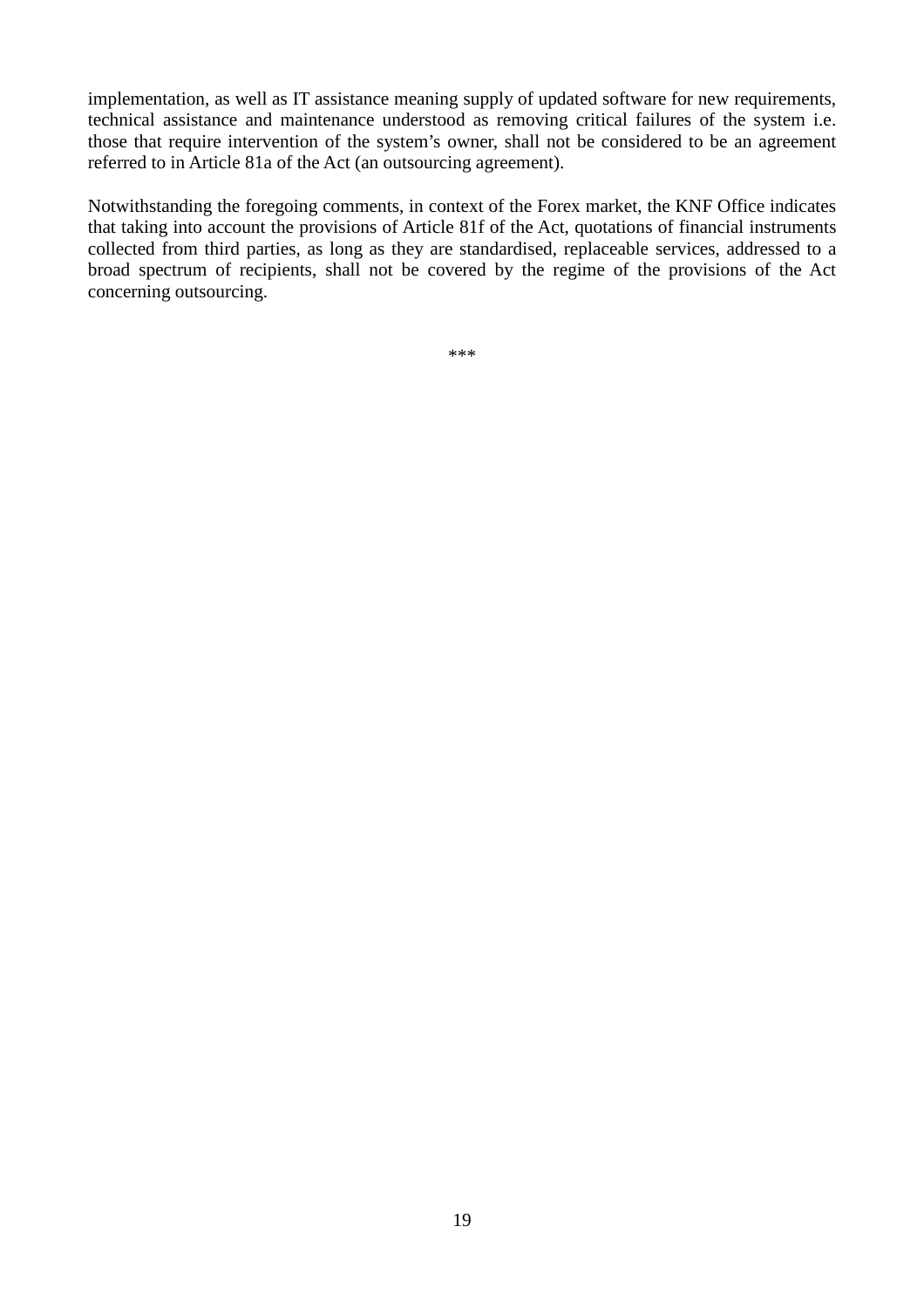implementation, as well as IT assistance meaning supply of updated software for new requirements, technical assistance and maintenance understood as removing critical failures of the system i.e. those that require intervention of the system's owner, shall not be considered to be an agreement referred to in Article 81a of the Act (an outsourcing agreement).

Notwithstanding the foregoing comments, in context of the Forex market, the KNF Office indicates that taking into account the provisions of Article 81f of the Act, quotations of financial instruments collected from third parties, as long as they are standardised, replaceable services, addressed to a broad spectrum of recipients, shall not be covered by the regime of the provisions of the Act concerning outsourcing.

***